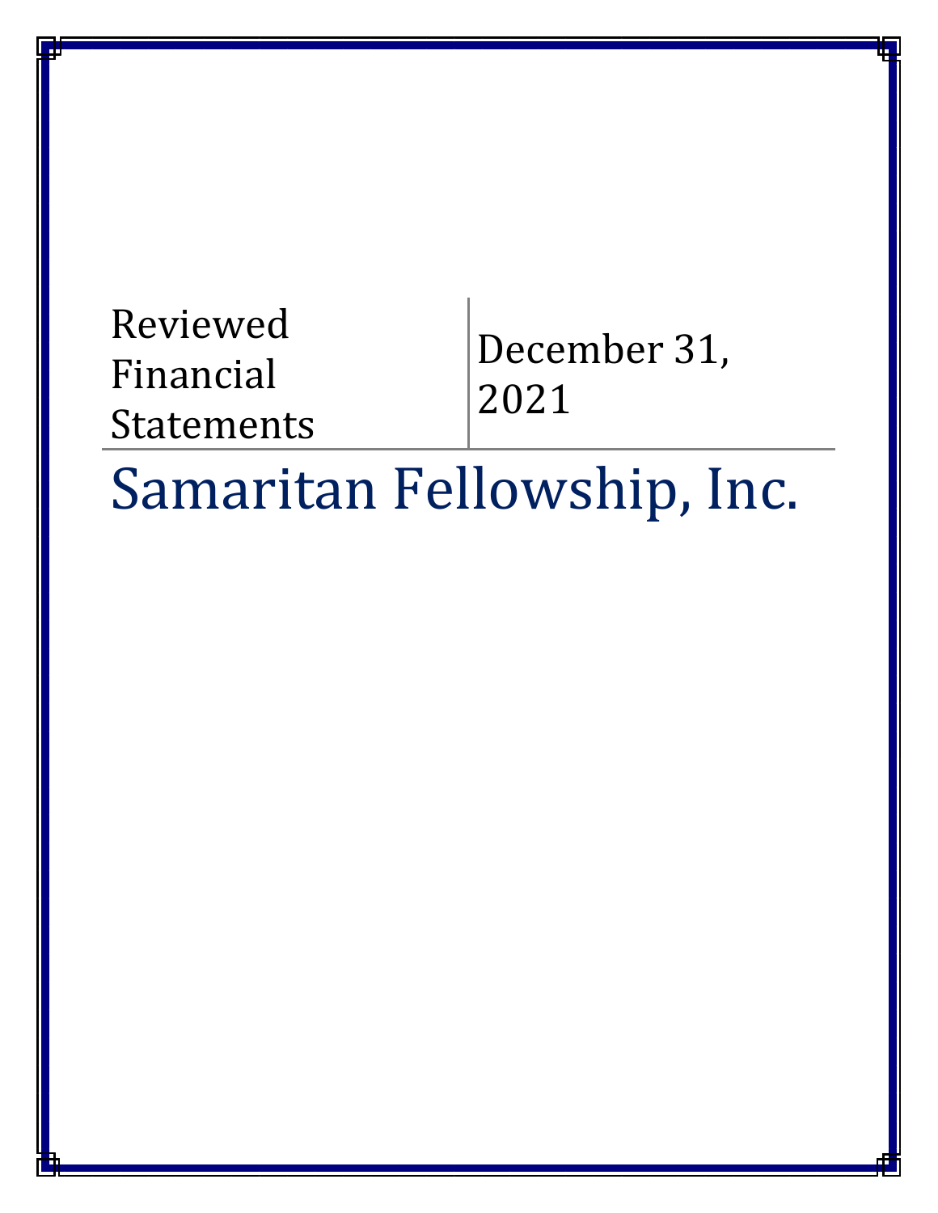Reviewed Financial Statements | December 31, 2021

# Samaritan Fellowship, Inc.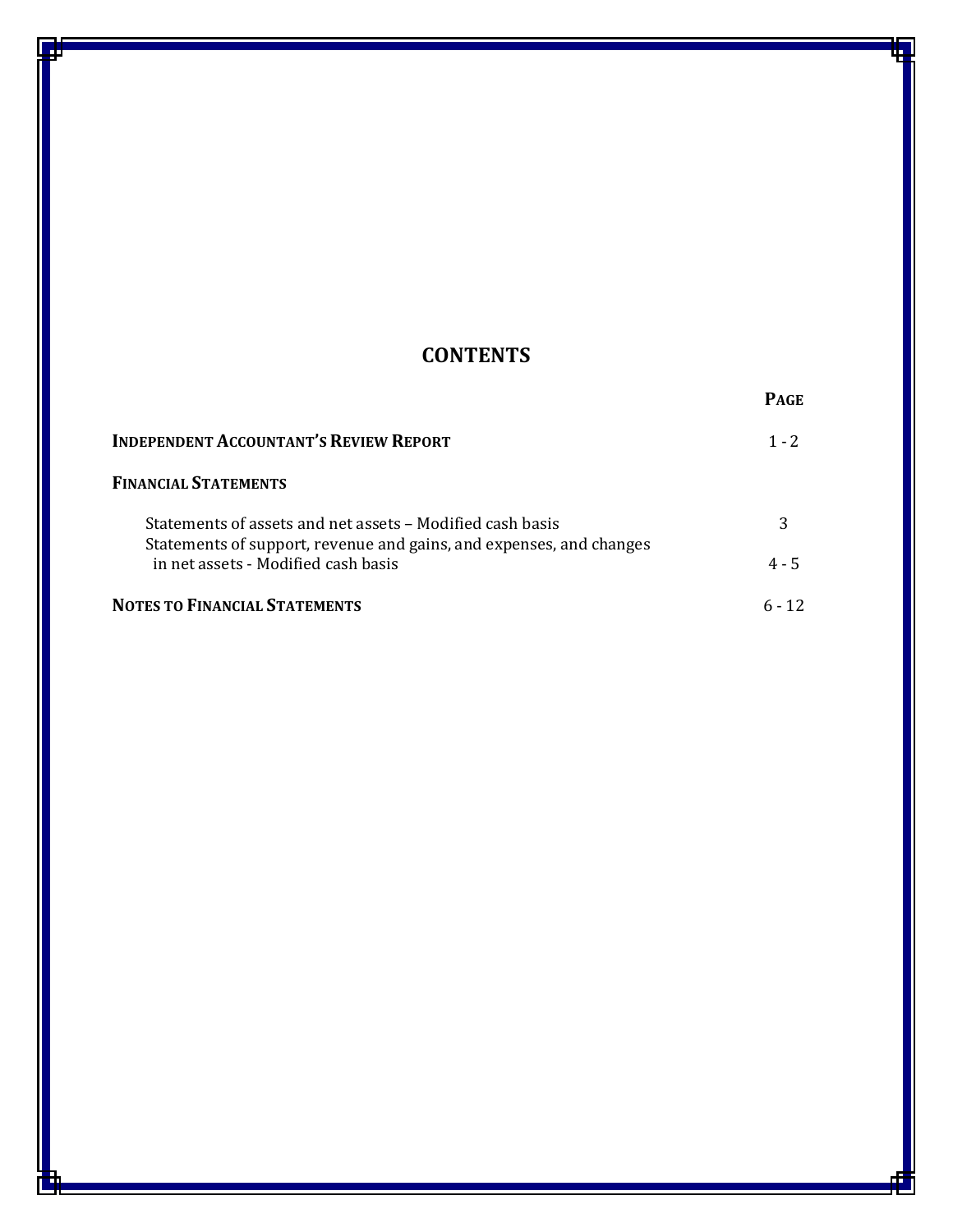# CONTENTS

| | PAGE |
|---|---|
| **INDEPENDENT ACCOUNTANT'S REVIEW REPORT** | 1 - 2 |
| **FINANCIAL STATEMENTS** | |
| Statements of assets and net assets – Modified cash basis | 3 |
| Statements of support, revenue and gains, and expenses, and changes in net assets - Modified cash basis | 4 - 5 |
| **NOTES TO FINANCIAL STATEMENTS** | 6 - 12 |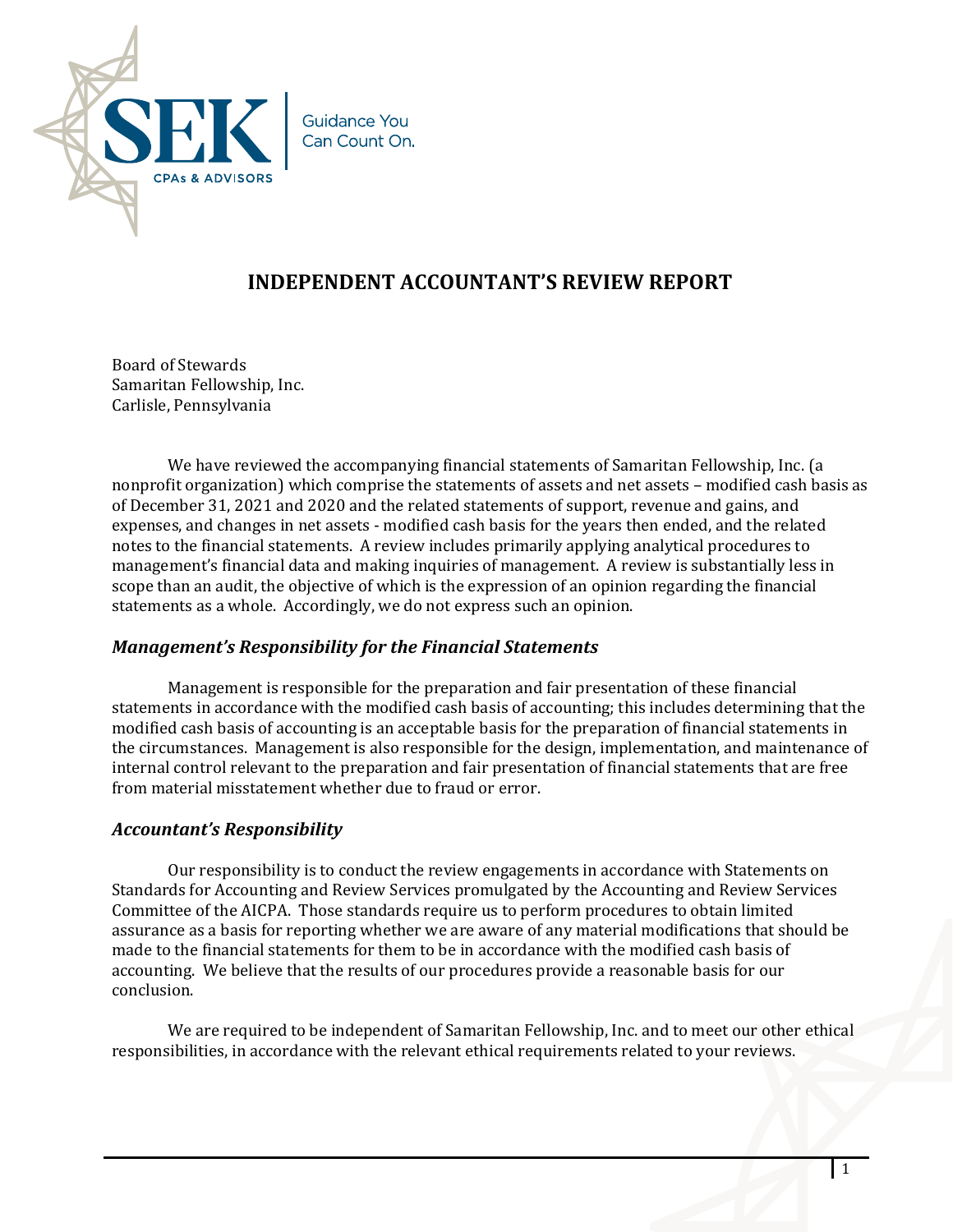SEK

CPAs & ADVISORS

Guidance You Can Count On.

# INDEPENDENT ACCOUNTANT'S REVIEW REPORT

Board of Stewards
Samaritan Fellowship, Inc.
Carlisle, Pennsylvania

We have reviewed the accompanying financial statements of Samaritan Fellowship, Inc. (a nonprofit organization) which comprise the statements of assets and net assets – modified cash basis as of December 31, 2021 and 2020 and the related statements of support, revenue and gains, and expenses, and changes in net assets - modified cash basis for the years then ended, and the related notes to the financial statements. A review includes primarily applying analytical procedures to management's financial data and making inquiries of management. A review is substantially less in scope than an audit, the objective of which is the expression of an opinion regarding the financial statements as a whole. Accordingly, we do not express such an opinion.

## *Management's Responsibility for the Financial Statements*

Management is responsible for the preparation and fair presentation of these financial statements in accordance with the modified cash basis of accounting; this includes determining that the modified cash basis of accounting is an acceptable basis for the preparation of financial statements in the circumstances. Management is also responsible for the design, implementation, and maintenance of internal control relevant to the preparation and fair presentation of financial statements that are free from material misstatement whether due to fraud or error.

## *Accountant's Responsibility*

Our responsibility is to conduct the review engagements in accordance with Statements on Standards for Accounting and Review Services promulgated by the Accounting and Review Services Committee of the AICPA. Those standards require us to perform procedures to obtain limited assurance as a basis for reporting whether we are aware of any material modifications that should be made to the financial statements for them to be in accordance with the modified cash basis of accounting. We believe that the results of our procedures provide a reasonable basis for our conclusion.

We are required to be independent of Samaritan Fellowship, Inc. and to meet our other ethical responsibilities, in accordance with the relevant ethical requirements related to your reviews.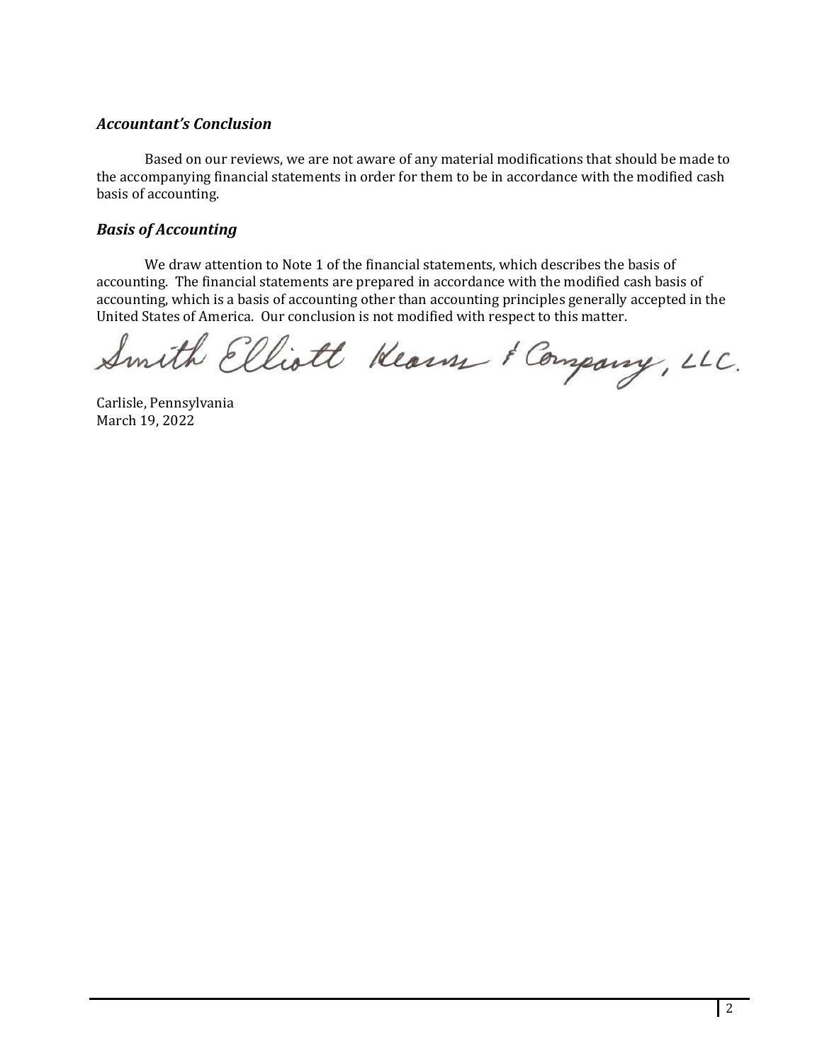### *Accountant's Conclusion*

Based on our reviews, we are not aware of any material modifications that should be made to the accompanying financial statements in order for them to be in accordance with the modified cash basis of accounting.

### *Basis of Accounting*

We draw attention to Note 1 of the financial statements, which describes the basis of accounting. The financial statements are prepared in accordance with the modified cash basis of accounting, which is a basis of accounting other than accounting principles generally accepted in the United States of America. Our conclusion is not modified with respect to this matter.

Smith Elliott Kearns & Company, LLC.

Carlisle, Pennsylvania
March 19, 2022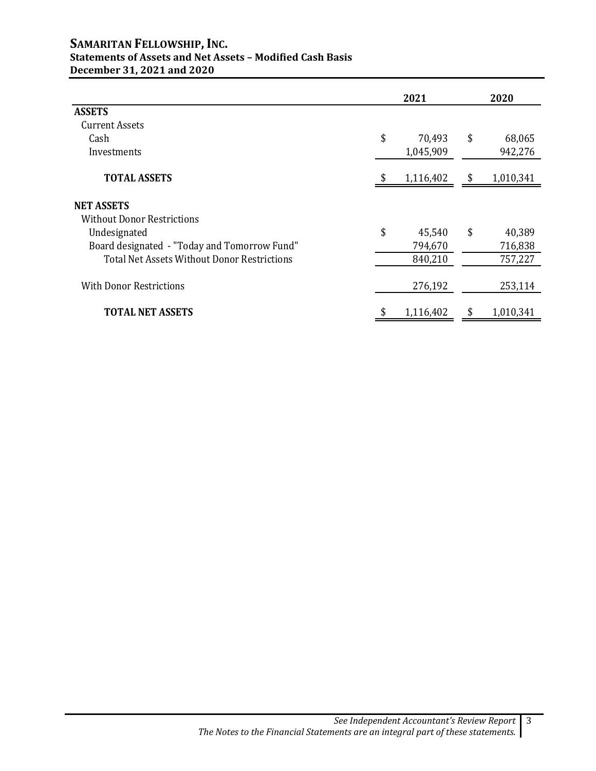# SAMARITAN FELLOWSHIP, INC.
## Statements of Assets and Net Assets – Modified Cash Basis
## December 31, 2021 and 2020

| | 2021 | 2020 |
|---|---|---|
| **ASSETS** | | |
| Current Assets | | |
| Cash | $ 70,493 | $ 68,065 |
| Investments | 1,045,909 | 942,276 |
| **TOTAL ASSETS** | $ 1,116,402 | $ 1,010,341 |
| **NET ASSETS** | | |
| Without Donor Restrictions | | |
| Undesignated | $ 45,540 | $ 40,389 |
| Board designated - "Today and Tomorrow Fund" | 794,670 | 716,838 |
| Total Net Assets Without Donor Restrictions | 840,210 | 757,227 |
| With Donor Restrictions | 276,192 | 253,114 |
| **TOTAL NET ASSETS** | $ 1,116,402 | $ 1,010,341 |

*See Independent Accountant's Review Report*
*The Notes to the Financial Statements are an integral part of these statements.*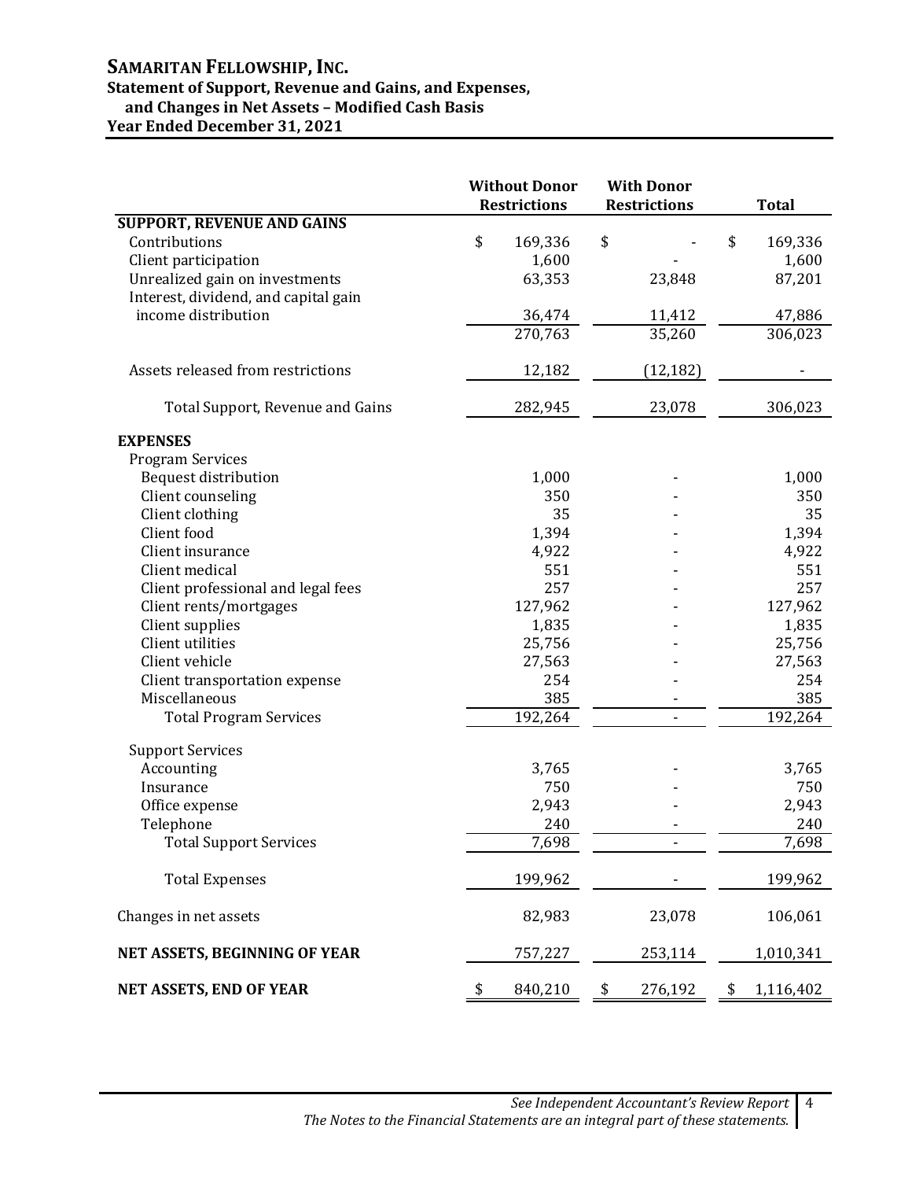# SAMARITAN FELLOWSHIP, INC.

## Statement of Support, Revenue and Gains, and Expenses, and Changes in Net Assets – Modified Cash Basis

### Year Ended December 31, 2021

| | Without Donor Restrictions | With Donor Restrictions | Total |
|---|---|---|---|
| **SUPPORT, REVENUE AND GAINS** | | | |
| Contributions | $ 169,336 | $ - | $ 169,336 |
| Client participation | 1,600 | - | 1,600 |
| Unrealized gain on investments | 63,353 | 23,848 | 87,201 |
| Interest, dividend, and capital gain income distribution | 36,474 | 11,412 | 47,886 |
| | 270,763 | 35,260 | 306,023 |
| Assets released from restrictions | 12,182 | (12,182) | - |
| Total Support, Revenue and Gains | 282,945 | 23,078 | 306,023 |
| **EXPENSES** | | | |
| Program Services | | | |
| Bequest distribution | 1,000 | - | 1,000 |
| Client counseling | 350 | - | 350 |
| Client clothing | 35 | - | 35 |
| Client food | 1,394 | - | 1,394 |
| Client insurance | 4,922 | - | 4,922 |
| Client medical | 551 | - | 551 |
| Client professional and legal fees | 257 | - | 257 |
| Client rents/mortgages | 127,962 | - | 127,962 |
| Client supplies | 1,835 | - | 1,835 |
| Client utilities | 25,756 | - | 25,756 |
| Client vehicle | 27,563 | - | 27,563 |
| Client transportation expense | 254 | - | 254 |
| Miscellaneous | 385 | - | 385 |
| Total Program Services | 192,264 | - | 192,264 |
| Support Services | | | |
| Accounting | 3,765 | - | 3,765 |
| Insurance | 750 | - | 750 |
| Office expense | 2,943 | - | 2,943 |
| Telephone | 240 | - | 240 |
| Total Support Services | 7,698 | - | 7,698 |
| Total Expenses | 199,962 | - | 199,962 |
| Changes in net assets | 82,983 | 23,078 | 106,061 |
| **NET ASSETS, BEGINNING OF YEAR** | 757,227 | 253,114 | 1,010,341 |
| **NET ASSETS, END OF YEAR** | $ 840,210 | $ 276,192 | $ 1,116,402 |

*See Independent Accountant's Review Report*
*The Notes to the Financial Statements are an integral part of these statements.*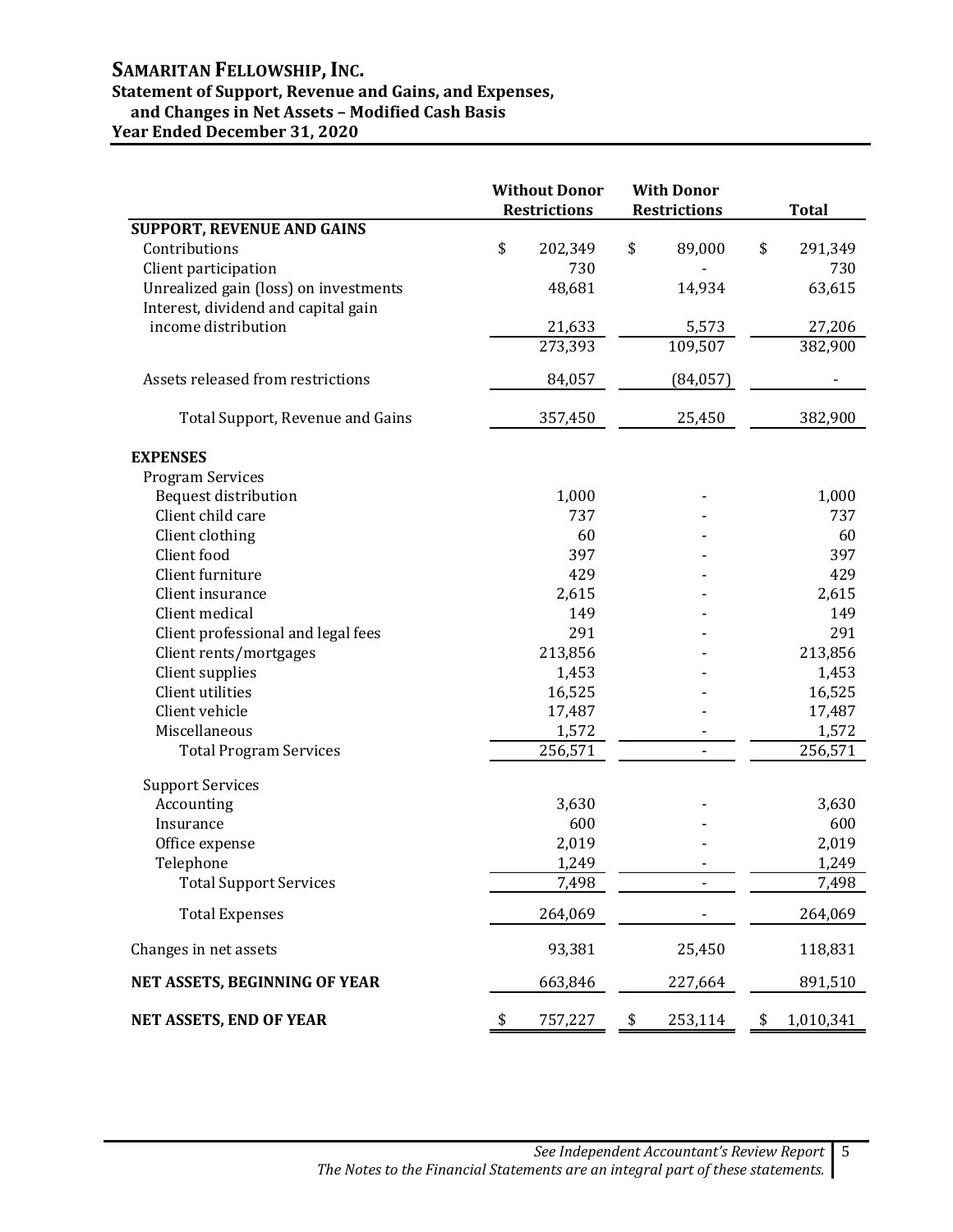# SAMARITAN FELLOWSHIP, INC.

## Statement of Support, Revenue and Gains, and Expenses, and Changes in Net Assets – Modified Cash Basis

## Year Ended December 31, 2020

| | Without Donor Restrictions | With Donor Restrictions | Total |
|---|---|---|---|
| **SUPPORT, REVENUE AND GAINS** | | | |
| Contributions | $ 202,349 | $ 89,000 | $ 291,349 |
| Client participation | 730 | - | 730 |
| Unrealized gain (loss) on investments | 48,681 | 14,934 | 63,615 |
| Interest, dividend and capital gain income distribution | 21,633 | 5,573 | 27,206 |
| | 273,393 | 109,507 | 382,900 |
| Assets released from restrictions | 84,057 | (84,057) | - |
| Total Support, Revenue and Gains | 357,450 | 25,450 | 382,900 |
| **EXPENSES** | | | |
| Program Services | | | |
| Bequest distribution | 1,000 | - | 1,000 |
| Client child care | 737 | - | 737 |
| Client clothing | 60 | - | 60 |
| Client food | 397 | - | 397 |
| Client furniture | 429 | - | 429 |
| Client insurance | 2,615 | - | 2,615 |
| Client medical | 149 | - | 149 |
| Client professional and legal fees | 291 | - | 291 |
| Client rents/mortgages | 213,856 | - | 213,856 |
| Client supplies | 1,453 | - | 1,453 |
| Client utilities | 16,525 | - | 16,525 |
| Client vehicle | 17,487 | - | 17,487 |
| Miscellaneous | 1,572 | - | 1,572 |
| Total Program Services | 256,571 | - | 256,571 |
| Support Services | | | |
| Accounting | 3,630 | - | 3,630 |
| Insurance | 600 | - | 600 |
| Office expense | 2,019 | - | 2,019 |
| Telephone | 1,249 | - | 1,249 |
| Total Support Services | 7,498 | - | 7,498 |
| Total Expenses | 264,069 | - | 264,069 |
| Changes in net assets | 93,381 | 25,450 | 118,831 |
| **NET ASSETS, BEGINNING OF YEAR** | 663,846 | 227,664 | 891,510 |
| **NET ASSETS, END OF YEAR** | $ 757,227 | $ 253,114 | $ 1,010,341 |

*See Independent Accountant's Review Report*
*The Notes to the Financial Statements are an integral part of these statements.*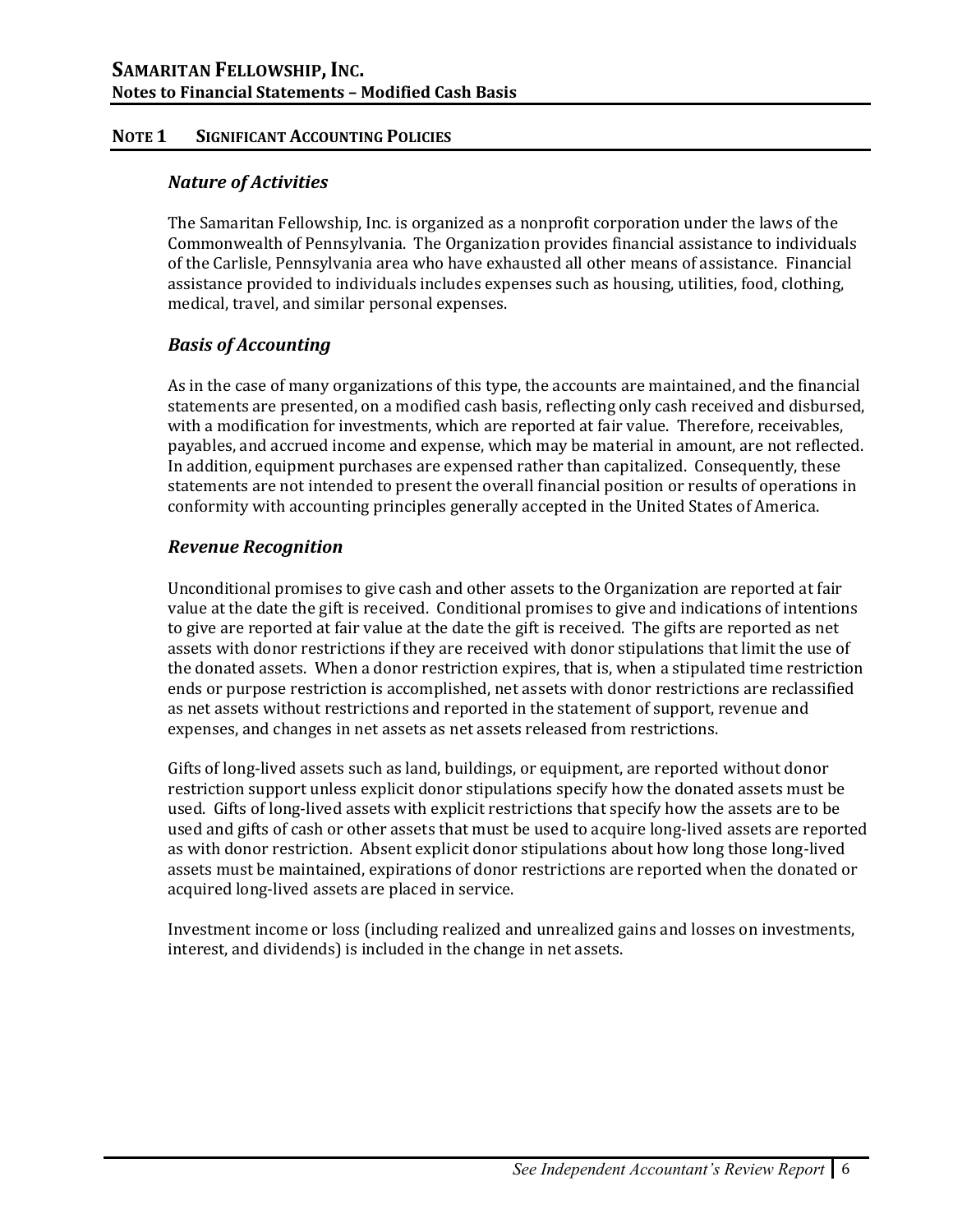# SAMARITAN FELLOWSHIP, INC.

**Notes to Financial Statements – Modified Cash Basis**

## NOTE 1 SIGNIFICANT ACCOUNTING POLICIES

### *Nature of Activities*

The Samaritan Fellowship, Inc. is organized as a nonprofit corporation under the laws of the Commonwealth of Pennsylvania. The Organization provides financial assistance to individuals of the Carlisle, Pennsylvania area who have exhausted all other means of assistance. Financial assistance provided to individuals includes expenses such as housing, utilities, food, clothing, medical, travel, and similar personal expenses.

### *Basis of Accounting*

As in the case of many organizations of this type, the accounts are maintained, and the financial statements are presented, on a modified cash basis, reflecting only cash received and disbursed, with a modification for investments, which are reported at fair value. Therefore, receivables, payables, and accrued income and expense, which may be material in amount, are not reflected. In addition, equipment purchases are expensed rather than capitalized. Consequently, these statements are not intended to present the overall financial position or results of operations in conformity with accounting principles generally accepted in the United States of America.

### *Revenue Recognition*

Unconditional promises to give cash and other assets to the Organization are reported at fair value at the date the gift is received. Conditional promises to give and indications of intentions to give are reported at fair value at the date the gift is received. The gifts are reported as net assets with donor restrictions if they are received with donor stipulations that limit the use of the donated assets. When a donor restriction expires, that is, when a stipulated time restriction ends or purpose restriction is accomplished, net assets with donor restrictions are reclassified as net assets without restrictions and reported in the statement of support, revenue and expenses, and changes in net assets as net assets released from restrictions.

Gifts of long-lived assets such as land, buildings, or equipment, are reported without donor restriction support unless explicit donor stipulations specify how the donated assets must be used. Gifts of long-lived assets with explicit restrictions that specify how the assets are to be used and gifts of cash or other assets that must be used to acquire long-lived assets are reported as with donor restriction. Absent explicit donor stipulations about how long those long-lived assets must be maintained, expirations of donor restrictions are reported when the donated or acquired long-lived assets are placed in service.

Investment income or loss (including realized and unrealized gains and losses on investments, interest, and dividends) is included in the change in net assets.

*See Independent Accountant's Review Report*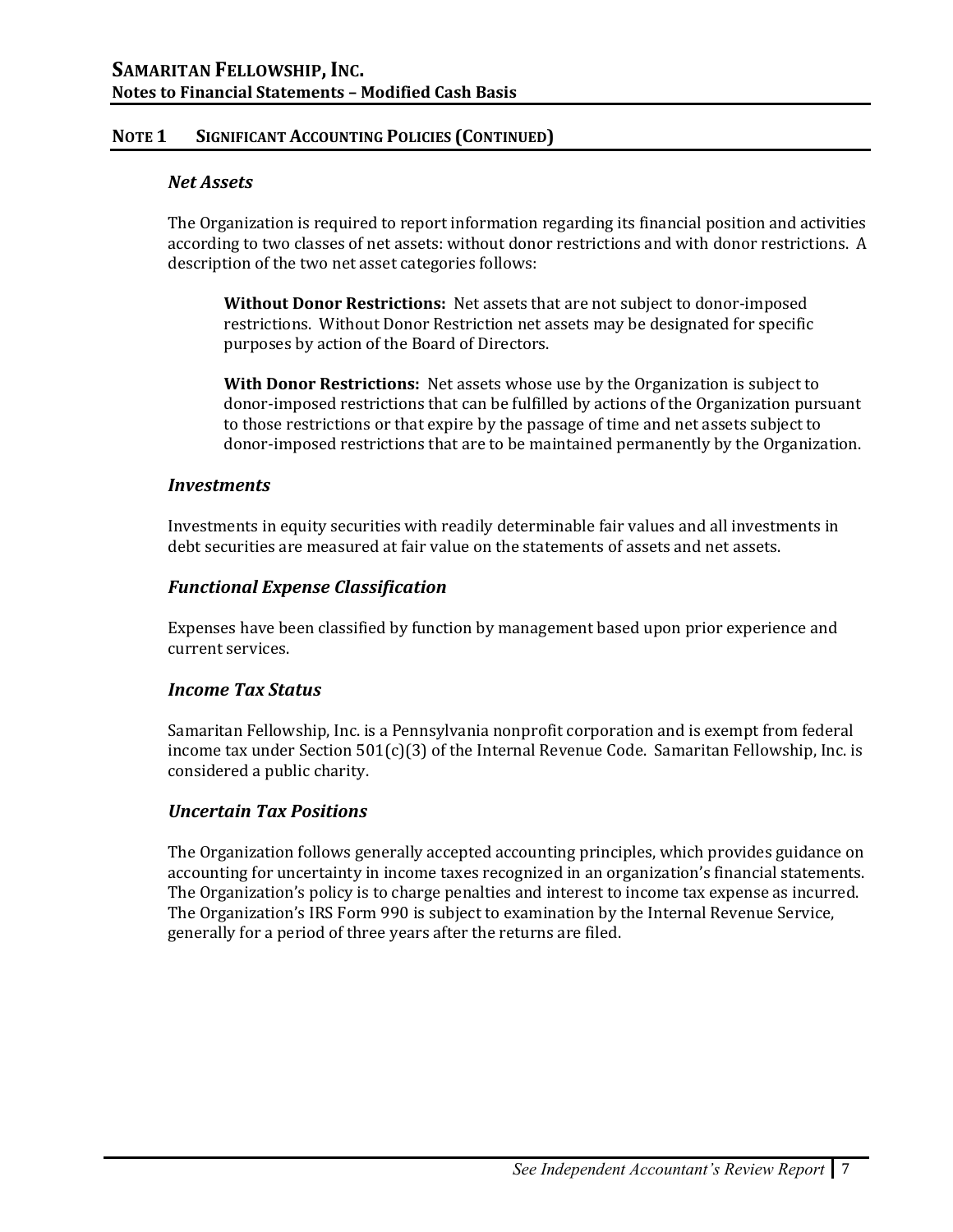## NOTE 1 SIGNIFICANT ACCOUNTING POLICIES (CONTINUED)

### *Net Assets*

The Organization is required to report information regarding its financial position and activities according to two classes of net assets: without donor restrictions and with donor restrictions. A description of the two net asset categories follows:

**Without Donor Restrictions:** Net assets that are not subject to donor-imposed restrictions. Without Donor Restriction net assets may be designated for specific purposes by action of the Board of Directors.

**With Donor Restrictions:** Net assets whose use by the Organization is subject to donor-imposed restrictions that can be fulfilled by actions of the Organization pursuant to those restrictions or that expire by the passage of time and net assets subject to donor-imposed restrictions that are to be maintained permanently by the Organization.

### *Investments*

Investments in equity securities with readily determinable fair values and all investments in debt securities are measured at fair value on the statements of assets and net assets.

### *Functional Expense Classification*

Expenses have been classified by function by management based upon prior experience and current services.

### *Income Tax Status*

Samaritan Fellowship, Inc. is a Pennsylvania nonprofit corporation and is exempt from federal income tax under Section 501(c)(3) of the Internal Revenue Code. Samaritan Fellowship, Inc. is considered a public charity.

### *Uncertain Tax Positions*

The Organization follows generally accepted accounting principles, which provides guidance on accounting for uncertainty in income taxes recognized in an organization's financial statements. The Organization's policy is to charge penalties and interest to income tax expense as incurred. The Organization's IRS Form 990 is subject to examination by the Internal Revenue Service, generally for a period of three years after the returns are filed.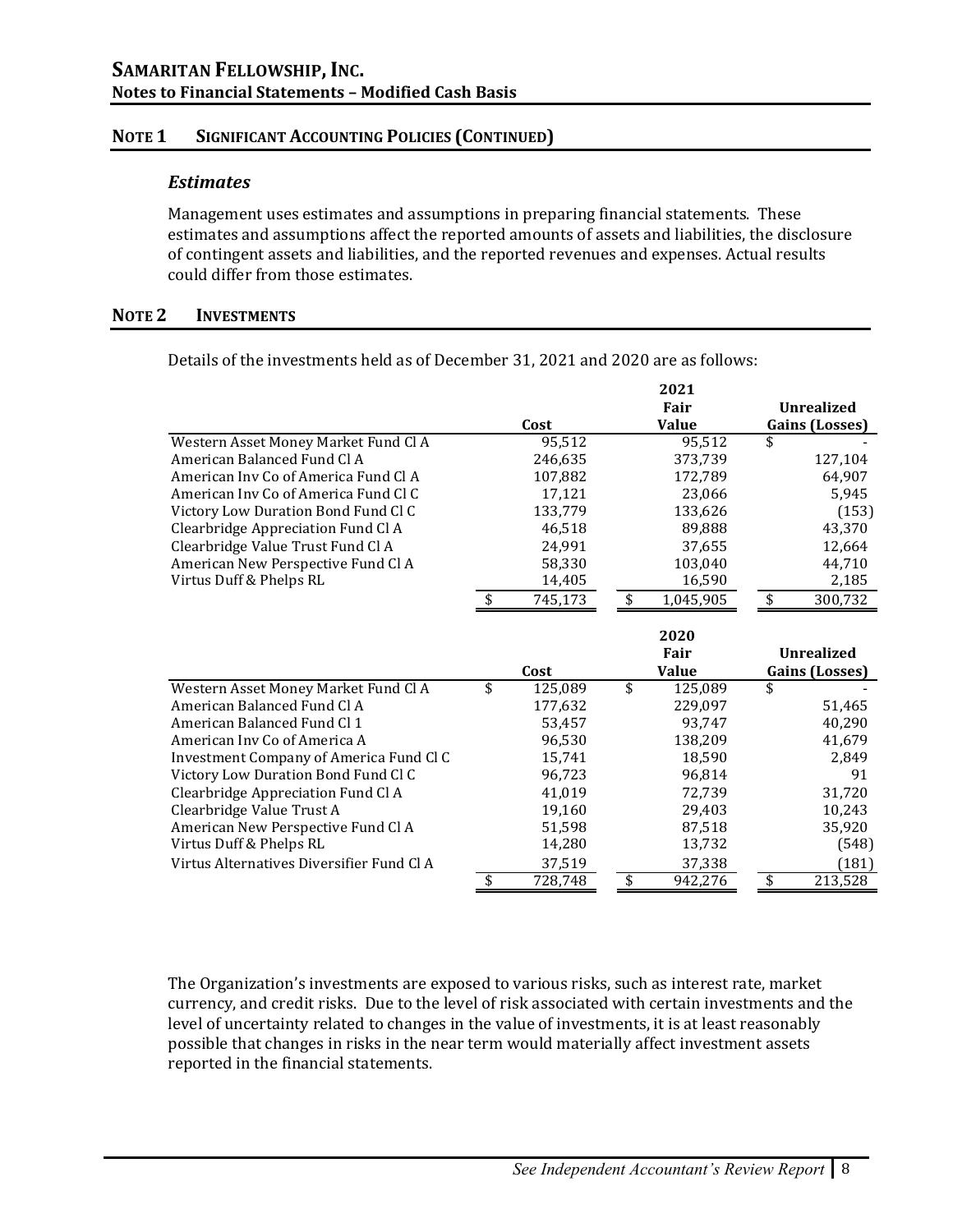## NOTE 1 SIGNIFICANT ACCOUNTING POLICIES (CONTINUED)

### *Estimates*

Management uses estimates and assumptions in preparing financial statements. These estimates and assumptions affect the reported amounts of assets and liabilities, the disclosure of contingent assets and liabilities, and the reported revenues and expenses. Actual results could differ from those estimates.

## NOTE 2 INVESTMENTS

Details of the investments held as of December 31, 2021 and 2020 are as follows:

| 2021 | Cost | Fair Value | Unrealized Gains (Losses) |
|---|---|---|---|
| Western Asset Money Market Fund Cl A | 95,512 | 95,512 | $ - |
| American Balanced Fund Cl A | 246,635 | 373,739 | 127,104 |
| American Inv Co of America Fund Cl A | 107,882 | 172,789 | 64,907 |
| American Inv Co of America Fund Cl C | 17,121 | 23,066 | 5,945 |
| Victory Low Duration Bond Fund Cl C | 133,779 | 133,626 | (153) |
| Clearbridge Appreciation Fund Cl A | 46,518 | 89,888 | 43,370 |
| Clearbridge Value Trust Fund Cl A | 24,991 | 37,655 | 12,664 |
| American New Perspective Fund Cl A | 58,330 | 103,040 | 44,710 |
| Virtus Duff & Phelps RL | 14,405 | 16,590 | 2,185 |
| | $ 745,173 | $ 1,045,905 | $ 300,732 |

| 2020 | Cost | Fair Value | Unrealized Gains (Losses) |
|---|---|---|---|
| Western Asset Money Market Fund Cl A | $ 125,089 | $ 125,089 | $ - |
| American Balanced Fund Cl A | 177,632 | 229,097 | 51,465 |
| American Balanced Fund Cl 1 | 53,457 | 93,747 | 40,290 |
| American Inv Co of America A | 96,530 | 138,209 | 41,679 |
| Investment Company of America Fund Cl C | 15,741 | 18,590 | 2,849 |
| Victory Low Duration Bond Fund Cl C | 96,723 | 96,814 | 91 |
| Clearbridge Appreciation Fund Cl A | 41,019 | 72,739 | 31,720 |
| Clearbridge Value Trust A | 19,160 | 29,403 | 10,243 |
| American New Perspective Fund Cl A | 51,598 | 87,518 | 35,920 |
| Virtus Duff & Phelps RL | 14,280 | 13,732 | (548) |
| Virtus Alternatives Diversifier Fund Cl A | 37,519 | 37,338 | (181) |
| | $ 728,748 | $ 942,276 | $ 213,528 |

The Organization's investments are exposed to various risks, such as interest rate, market currency, and credit risks. Due to the level of risk associated with certain investments and the level of uncertainty related to changes in the value of investments, it is at least reasonably possible that changes in risks in the near term would materially affect investment assets reported in the financial statements.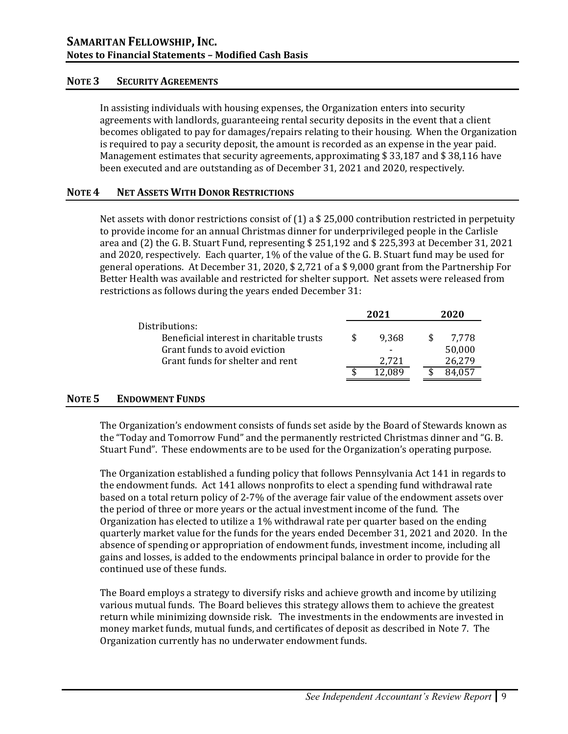## NOTE 3 SECURITY AGREEMENTS

In assisting individuals with housing expenses, the Organization enters into security agreements with landlords, guaranteeing rental security deposits in the event that a client becomes obligated to pay for damages/repairs relating to their housing. When the Organization is required to pay a security deposit, the amount is recorded as an expense in the year paid. Management estimates that security agreements, approximating \$ 33,187 and \$ 38,116 have been executed and are outstanding as of December 31, 2021 and 2020, respectively.

## NOTE 4 NET ASSETS WITH DONOR RESTRICTIONS

Net assets with donor restrictions consist of (1) a \$ 25,000 contribution restricted in perpetuity to provide income for an annual Christmas dinner for underprivileged people in the Carlisle area and (2) the G. B. Stuart Fund, representing \$ 251,192 and \$ 225,393 at December 31, 2021 and 2020, respectively. Each quarter, 1% of the value of the G. B. Stuart fund may be used for general operations. At December 31, 2020, \$ 2,721 of a \$ 9,000 grant from the Partnership For Better Health was available and restricted for shelter support. Net assets were released from restrictions as follows during the years ended December 31:

| | 2021 | 2020 |
|---|---|---|
| Distributions: | | |
| Beneficial interest in charitable trusts | \$ 9,368 | \$ 7,778 |
| Grant funds to avoid eviction | - | 50,000 |
| Grant funds for shelter and rent | 2,721 | 26,279 |
| | \$ 12,089 | \$ 84,057 |

## NOTE 5 ENDOWMENT FUNDS

The Organization's endowment consists of funds set aside by the Board of Stewards known as the "Today and Tomorrow Fund" and the permanently restricted Christmas dinner and "G. B. Stuart Fund". These endowments are to be used for the Organization's operating purpose.

The Organization established a funding policy that follows Pennsylvania Act 141 in regards to the endowment funds. Act 141 allows nonprofits to elect a spending fund withdrawal rate based on a total return policy of 2-7% of the average fair value of the endowment assets over the period of three or more years or the actual investment income of the fund. The Organization has elected to utilize a 1% withdrawal rate per quarter based on the ending quarterly market value for the funds for the years ended December 31, 2021 and 2020. In the absence of spending or appropriation of endowment funds, investment income, including all gains and losses, is added to the endowments principal balance in order to provide for the continued use of these funds.

The Board employs a strategy to diversify risks and achieve growth and income by utilizing various mutual funds. The Board believes this strategy allows them to achieve the greatest return while minimizing downside risk. The investments in the endowments are invested in money market funds, mutual funds, and certificates of deposit as described in Note 7. The Organization currently has no underwater endowment funds.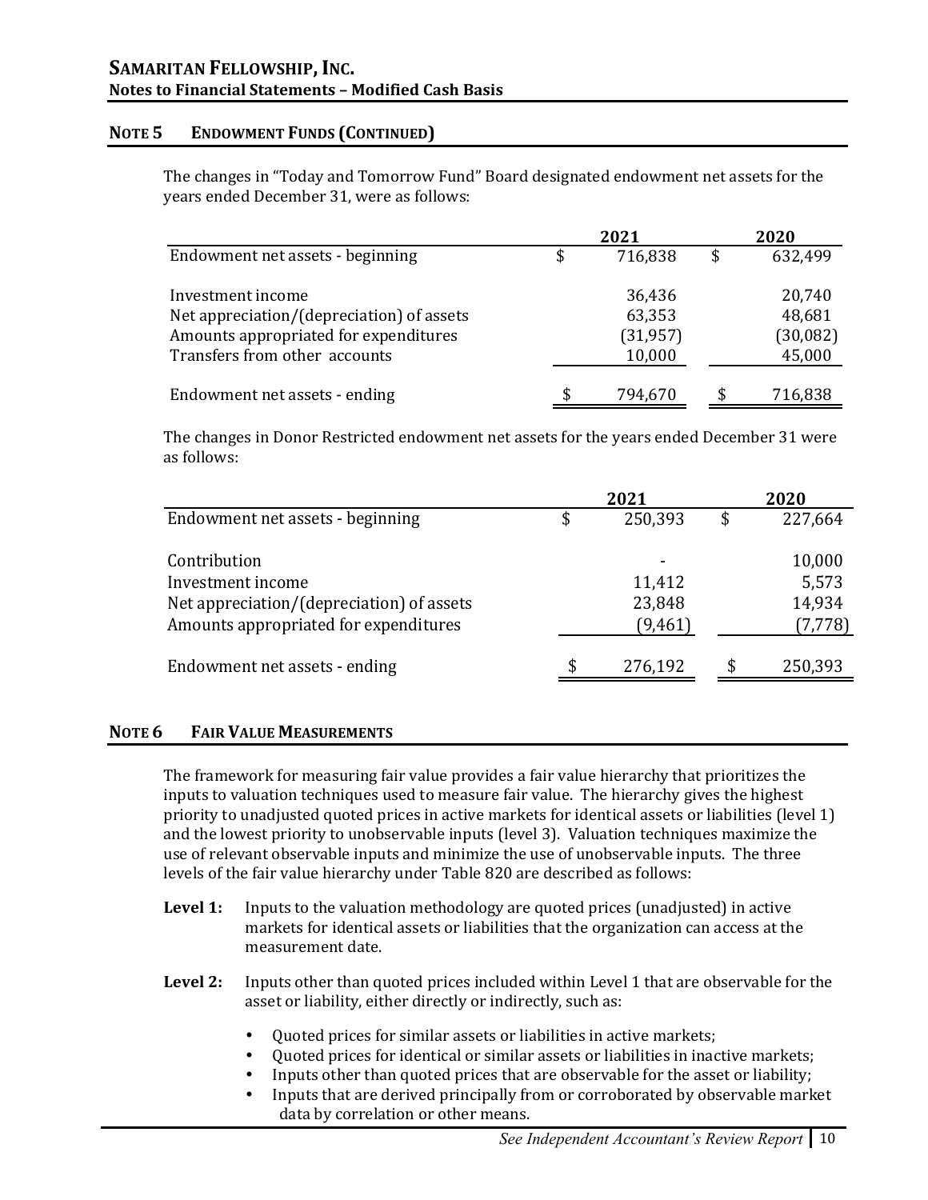## NOTE 5 ENDOWMENT FUNDS (CONTINUED)

The changes in "Today and Tomorrow Fund" Board designated endowment net assets for the years ended December 31, were as follows:

| | 2021 | 2020 |
|---|---|---|
| Endowment net assets - beginning | $ 716,838 | $ 632,499 |
| Investment income | 36,436 | 20,740 |
| Net appreciation/(depreciation) of assets | 63,353 | 48,681 |
| Amounts appropriated for expenditures | (31,957) | (30,082) |
| Transfers from other accounts | 10,000 | 45,000 |
| Endowment net assets - ending | $ 794,670 | $ 716,838 |

The changes in Donor Restricted endowment net assets for the years ended December 31 were as follows:

| | 2021 | 2020 |
|---|---|---|
| Endowment net assets - beginning | $ 250,393 | $ 227,664 |
| Contribution | - | 10,000 |
| Investment income | 11,412 | 5,573 |
| Net appreciation/(depreciation) of assets | 23,848 | 14,934 |
| Amounts appropriated for expenditures | (9,461) | (7,778) |
| Endowment net assets - ending | $ 276,192 | $ 250,393 |

## NOTE 6 FAIR VALUE MEASUREMENTS

The framework for measuring fair value provides a fair value hierarchy that prioritizes the inputs to valuation techniques used to measure fair value. The hierarchy gives the highest priority to unadjusted quoted prices in active markets for identical assets or liabilities (level 1) and the lowest priority to unobservable inputs (level 3). Valuation techniques maximize the use of relevant observable inputs and minimize the use of unobservable inputs. The three levels of the fair value hierarchy under Table 820 are described as follows:

**Level 1:** Inputs to the valuation methodology are quoted prices (unadjusted) in active markets for identical assets or liabilities that the organization can access at the measurement date.

**Level 2:** Inputs other than quoted prices included within Level 1 that are observable for the asset or liability, either directly or indirectly, such as:

- Quoted prices for similar assets or liabilities in active markets;
- Quoted prices for identical or similar assets or liabilities in inactive markets;
- Inputs other than quoted prices that are observable for the asset or liability;
- Inputs that are derived principally from or corroborated by observable market data by correlation or other means.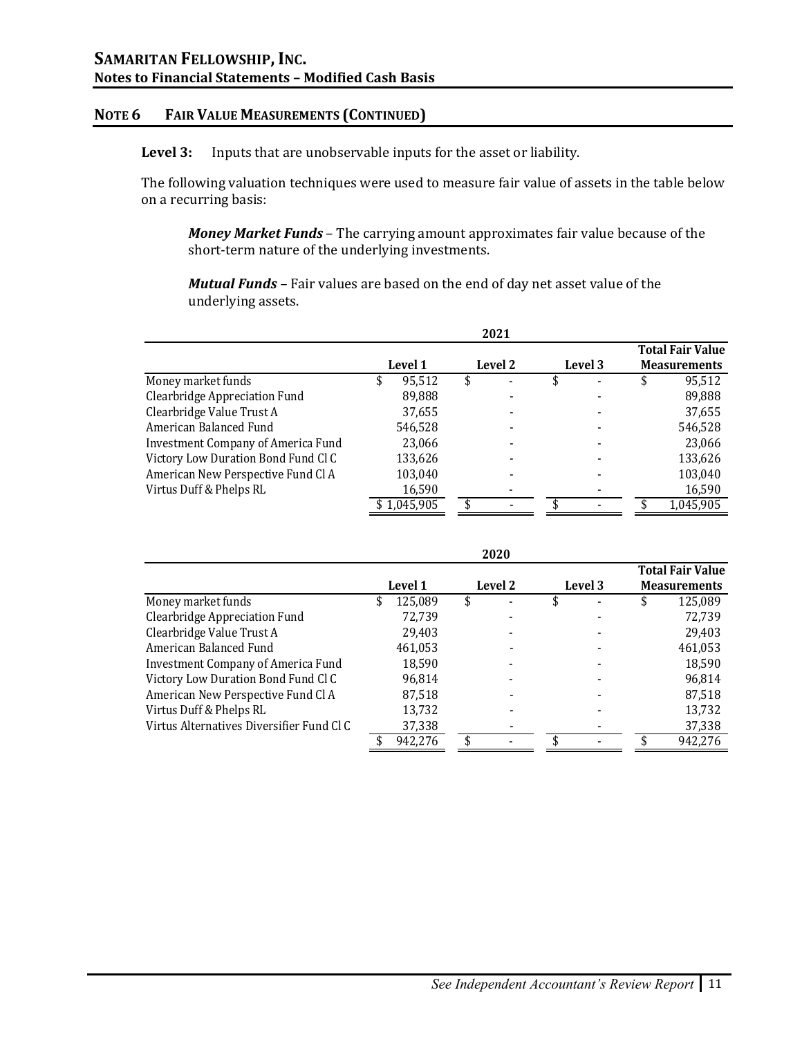## NOTE 6 FAIR VALUE MEASUREMENTS (CONTINUED)

**Level 3:** Inputs that are unobservable inputs for the asset or liability.

The following valuation techniques were used to measure fair value of assets in the table below on a recurring basis:

***Money Market Funds*** – The carrying amount approximates fair value because of the short-term nature of the underlying investments.

***Mutual Funds*** – Fair values are based on the end of day net asset value of the underlying assets.

| 2021 | Level 1 | Level 2 | Level 3 | Total Fair Value Measurements |
|---|---|---|---|---|
| Money market funds | $ 95,512 | $ - | $ - | $ 95,512 |
| Clearbridge Appreciation Fund | 89,888 | - | - | 89,888 |
| Clearbridge Value Trust A | 37,655 | - | - | 37,655 |
| American Balanced Fund | 546,528 | - | - | 546,528 |
| Investment Company of America Fund | 23,066 | - | - | 23,066 |
| Victory Low Duration Bond Fund Cl C | 133,626 | - | - | 133,626 |
| American New Perspective Fund Cl A | 103,040 | - | - | 103,040 |
| Virtus Duff & Phelps RL | 16,590 | - | - | 16,590 |
| | $ 1,045,905 | $ - | $ - | $ 1,045,905 |

| 2020 | Level 1 | Level 2 | Level 3 | Total Fair Value Measurements |
|---|---|---|---|---|
| Money market funds | $ 125,089 | $ - | $ - | $ 125,089 |
| Clearbridge Appreciation Fund | 72,739 | - | - | 72,739 |
| Clearbridge Value Trust A | 29,403 | - | - | 29,403 |
| American Balanced Fund | 461,053 | - | - | 461,053 |
| Investment Company of America Fund | 18,590 | - | - | 18,590 |
| Victory Low Duration Bond Fund Cl C | 96,814 | - | - | 96,814 |
| American New Perspective Fund Cl A | 87,518 | - | - | 87,518 |
| Virtus Duff & Phelps RL | 13,732 | - | - | 13,732 |
| Virtus Alternatives Diversifier Fund Cl C | 37,338 | - | - | 37,338 |
| | $ 942,276 | $ - | $ - | $ 942,276 |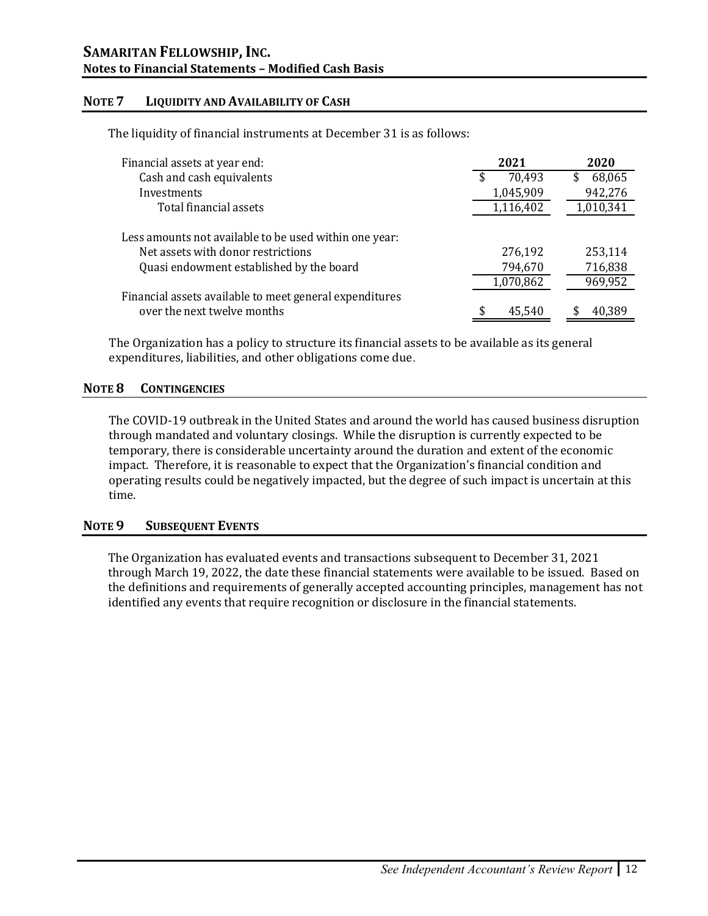## NOTE 7 LIQUIDITY AND AVAILABILITY OF CASH

The liquidity of financial instruments at December 31 is as follows:

| | 2021 | 2020 |
|---|---|---|
| Financial assets at year end: | | |
| Cash and cash equivalents | $ 70,493 | $ 68,065 |
| Investments | 1,045,909 | 942,276 |
| Total financial assets | 1,116,402 | 1,010,341 |
| Less amounts not available to be used within one year: | | |
| Net assets with donor restrictions | 276,192 | 253,114 |
| Quasi endowment established by the board | 794,670 | 716,838 |
| | 1,070,862 | 969,952 |
| Financial assets available to meet general expenditures over the next twelve months | $ 45,540 | $ 40,389 |

The Organization has a policy to structure its financial assets to be available as its general expenditures, liabilities, and other obligations come due.

## NOTE 8 CONTINGENCIES

The COVID-19 outbreak in the United States and around the world has caused business disruption through mandated and voluntary closings. While the disruption is currently expected to be temporary, there is considerable uncertainty around the duration and extent of the economic impact. Therefore, it is reasonable to expect that the Organization's financial condition and operating results could be negatively impacted, but the degree of such impact is uncertain at this time.

## NOTE 9 SUBSEQUENT EVENTS

The Organization has evaluated events and transactions subsequent to December 31, 2021 through March 19, 2022, the date these financial statements were available to be issued. Based on the definitions and requirements of generally accepted accounting principles, management has not identified any events that require recognition or disclosure in the financial statements.